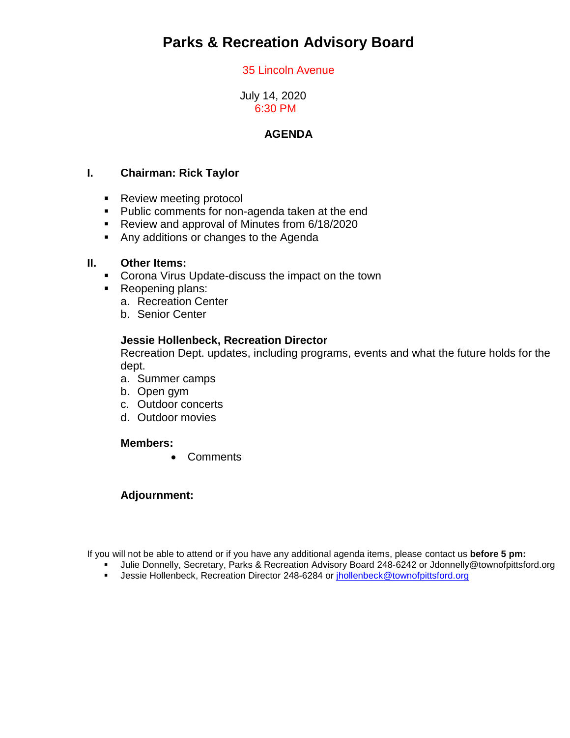# Parks & Recreation Advisory Board

35 Lincoln Avenue

July 14, 2020
6:30 PM

**AGENDA**

## I. Chairman: Rick Taylor

- Review meeting protocol
- Public comments for non-agenda taken at the end
- Review and approval of Minutes from 6/18/2020
- Any additions or changes to the Agenda

## II. Other Items:

- Corona Virus Update-discuss the impact on the town
- Reopening plans:
  a. Recreation Center
  b. Senior Center

**Jessie Hollenbeck, Recreation Director**

Recreation Dept. updates, including programs, events and what the future holds for the dept.

a. Summer camps
b. Open gym
c. Outdoor concerts
d. Outdoor movies

**Members:**

- Comments

**Adjournment:**

If you will not be able to attend or if you have any additional agenda items, please contact us **before 5 pm:**

- Julie Donnelly, Secretary, Parks & Recreation Advisory Board 248-6242 or Jdonnelly@townofpittsford.org
- Jessie Hollenbeck, Recreation Director 248-6284 or jhollenbeck@townofpittsford.org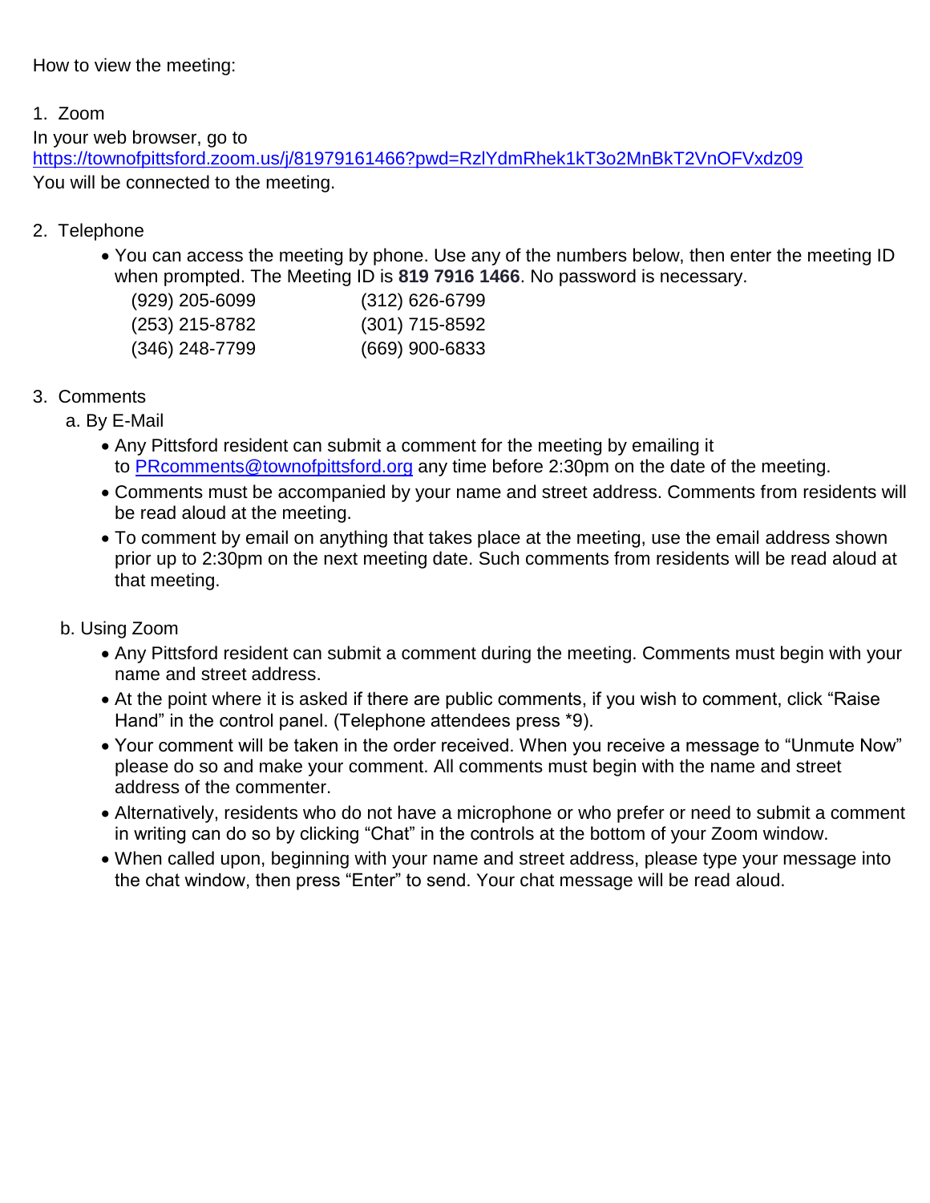How to view the meeting:

1. Zoom

In your web browser, go to
https://townofpittsford.zoom.us/j/81979161466?pwd=RzlYdmRhek1kT3o2MnBkT2VnOFVxdz09
You will be connected to the meeting.

2. Telephone
   - You can access the meeting by phone. Use any of the numbers below, then enter the meeting ID when prompted. The Meeting ID is **819 7916 1466**. No password is necessary.

| | |
|---|---|
| (929) 205-6099 | (312) 626-6799 |
| (253) 215-8782 | (301) 715-8592 |
| (346) 248-7799 | (669) 900-6833 |

3. Comments

a. By E-Mail
   - Any Pittsford resident can submit a comment for the meeting by emailing it to PRcomments@townofpittsford.org any time before 2:30pm on the date of the meeting.
   - Comments must be accompanied by your name and street address. Comments from residents will be read aloud at the meeting.
   - To comment by email on anything that takes place at the meeting, use the email address shown prior up to 2:30pm on the next meeting date. Such comments from residents will be read aloud at that meeting.

b. Using Zoom
   - Any Pittsford resident can submit a comment during the meeting. Comments must begin with your name and street address.
   - At the point where it is asked if there are public comments, if you wish to comment, click "Raise Hand" in the control panel. (Telephone attendees press *9).
   - Your comment will be taken in the order received. When you receive a message to "Unmute Now" please do so and make your comment. All comments must begin with the name and street address of the commenter.
   - Alternatively, residents who do not have a microphone or who prefer or need to submit a comment in writing can do so by clicking "Chat" in the controls at the bottom of your Zoom window.
   - When called upon, beginning with your name and street address, please type your message into the chat window, then press "Enter" to send. Your chat message will be read aloud.